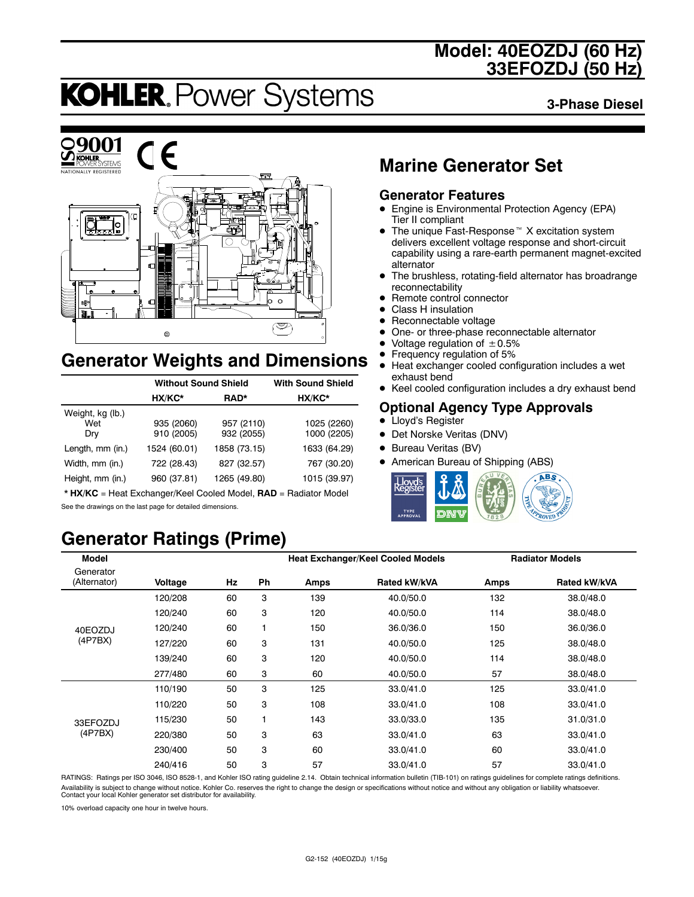# Model: 40EOZDJ (60 Hz) 33EFOZDJ (50 Hz)

# KOHLER. Power Systems

**3-Phase Diesel**

ISO 9001 KOHLER POWER SYSTEMS NATIONALLY REGISTERED

CE

## Marine Generator Set

### Generator Features

- Engine is Environmental Protection Agency (EPA) Tier II compliant
- The unique Fast-Response™ X excitation system delivers excellent voltage response and short-circuit capability using a rare-earth permanent magnet-excited alternator
- The brushless, rotating-field alternator has broadrange reconnectability
- Remote control connector
- Class H insulation
- Reconnectable voltage
- One- or three-phase reconnectable alternator
- Voltage regulation of ±0.5%
- Frequency regulation of 5%
- Heat exchanger cooled configuration includes a wet exhaust bend
- Keel cooled configuration includes a dry exhaust bend

### Optional Agency Type Approvals

- Lloyd's Register
- Det Norske Veritas (DNV)
- Bureau Veritas (BV)
- American Bureau of Shipping (ABS)

## Generator Weights and Dimensions

| | Without Sound Shield | | With Sound Shield |
|---|---|---|---|
| | HX/KC* | RAD* | HX/KC* |
| Weight, kg (lb.) | | | |
| Wet | 935 (2060) | 957 (2110) | 1025 (2260) |
| Dry | 910 (2005) | 932 (2055) | 1000 (2205) |
| Length, mm (in.) | 1524 (60.01) | 1858 (73.15) | 1633 (64.29) |
| Width, mm (in.) | 722 (28.43) | 827 (32.57) | 767 (30.20) |
| Height, mm (in.) | 960 (37.81) | 1265 (49.80) | 1015 (39.97) |

\* **HX/KC** = Heat Exchanger/Keel Cooled Model, **RAD** = Radiator Model

See the drawings on the last page for detailed dimensions.

## Generator Ratings (Prime)

| Model | | | | Heat Exchanger/Keel Cooled Models | | Radiator Models | |
|---|---|---|---|---|---|---|---|
| Generator (Alternator) | Voltage | Hz | Ph | Amps | Rated kW/kVA | Amps | Rated kW/kVA |
| 40EOZDJ (4P7BX) | 120/208 | 60 | 3 | 139 | 40.0/50.0 | 132 | 38.0/48.0 |
| | 120/240 | 60 | 3 | 120 | 40.0/50.0 | 114 | 38.0/48.0 |
| | 120/240 | 60 | 1 | 150 | 36.0/36.0 | 150 | 36.0/36.0 |
| | 127/220 | 60 | 3 | 131 | 40.0/50.0 | 125 | 38.0/48.0 |
| | 139/240 | 60 | 3 | 120 | 40.0/50.0 | 114 | 38.0/48.0 |
| | 277/480 | 60 | 3 | 60 | 40.0/50.0 | 57 | 38.0/48.0 |
| 33EFOZDJ (4P7BX) | 110/190 | 50 | 3 | 125 | 33.0/41.0 | 125 | 33.0/41.0 |
| | 110/220 | 50 | 3 | 108 | 33.0/41.0 | 108 | 33.0/41.0 |
| | 115/230 | 50 | 1 | 143 | 33.0/33.0 | 135 | 31.0/31.0 |
| | 220/380 | 50 | 3 | 63 | 33.0/41.0 | 63 | 33.0/41.0 |
| | 230/400 | 50 | 3 | 60 | 33.0/41.0 | 60 | 33.0/41.0 |
| | 240/416 | 50 | 3 | 57 | 33.0/41.0 | 57 | 33.0/41.0 |

RATINGS: Ratings per ISO 3046, ISO 8528-1, and Kohler ISO rating guideline 2.14. Obtain technical information bulletin (TIB-101) on ratings guidelines for complete ratings definitions. Availability is subject to change without notice. Kohler Co. reserves the right to change the design or specifications without notice and without any obligation or liability whatsoever. Contact your local Kohler generator set distributor for availability.

10% overload capacity one hour in twelve hours.

G2-152 (40EOZDJ) 1/15g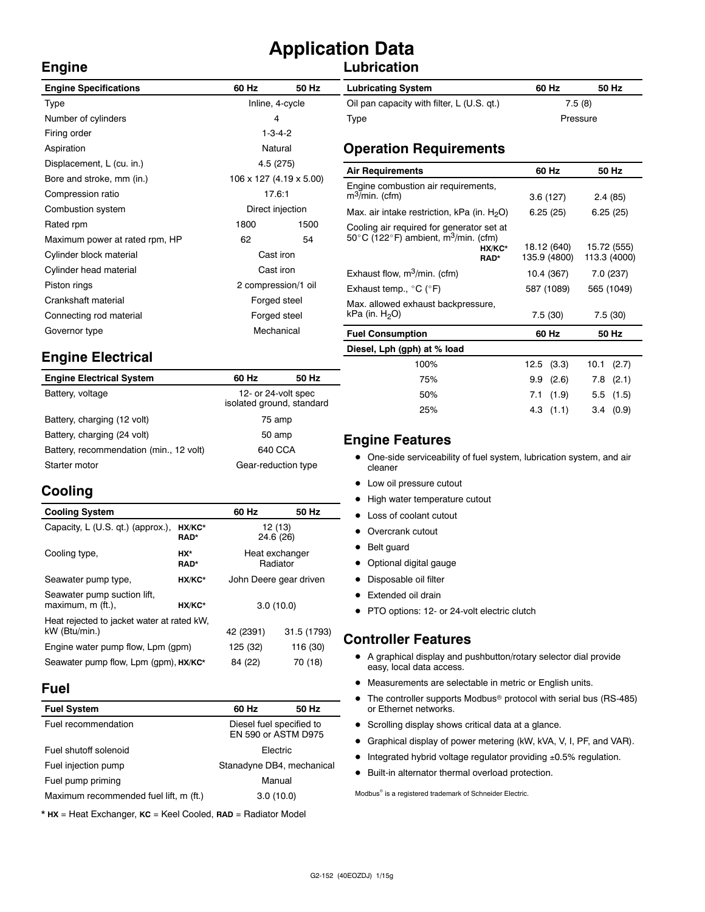# Application Data

## Engine

| Engine Specifications | 60 Hz | 50 Hz |
|---|---|---|
| Type | Inline, 4-cycle | |
| Number of cylinders | 4 | |
| Firing order | 1-3-4-2 | |
| Aspiration | Natural | |
| Displacement, L (cu. in.) | 4.5 (275) | |
| Bore and stroke, mm (in.) | 106 x 127 (4.19 x 5.00) | |
| Compression ratio | 17.6:1 | |
| Combustion system | Direct injection | |
| Rated rpm | 1800 | 1500 |
| Maximum power at rated rpm, HP | 62 | 54 |
| Cylinder block material | Cast iron | |
| Cylinder head material | Cast iron | |
| Piston rings | 2 compression/1 oil | |
| Crankshaft material | Forged steel | |
| Connecting rod material | Forged steel | |
| Governor type | Mechanical | |

## Engine Electrical

| Engine Electrical System | 60 Hz | 50 Hz |
|---|---|---|
| Battery, voltage | 12- or 24-volt spec isolated ground, standard | |
| Battery, charging (12 volt) | 75 amp | |
| Battery, charging (24 volt) | 50 amp | |
| Battery, recommendation (min., 12 volt) | 640 CCA | |
| Starter motor | Gear-reduction type | |

## Cooling

| Cooling System | | 60 Hz | 50 Hz |
|---|---|---|---|
| Capacity, L (U.S. qt.) (approx.), | HX/KC* | 12 (13) | |
| | RAD* | 24.6 (26) | |
| Cooling type, | HX* | Heat exchanger | |
| | RAD* | Radiator | |
| Seawater pump type, | HX/KC* | John Deere gear driven | |
| Seawater pump suction lift, maximum, m (ft.), | HX/KC* | 3.0 (10.0) | |
| Heat rejected to jacket water at rated kW, kW (Btu/min.) | | 42 (2391) | 31.5 (1793) |
| Engine water pump flow, Lpm (gpm) | | 125 (32) | 116 (30) |
| Seawater pump flow, Lpm (gpm), | HX/KC* | 84 (22) | 70 (18) |

## Fuel

| Fuel System | 60 Hz | 50 Hz |
|---|---|---|
| Fuel recommendation | Diesel fuel specified to EN 590 or ASTM D975 | |
| Fuel shutoff solenoid | Electric | |
| Fuel injection pump | Stanadyne DB4, mechanical | |
| Fuel pump priming | Manual | |
| Maximum recommended fuel lift, m (ft.) | 3.0 (10.0) | |

\* **HX** = Heat Exchanger, **KC** = Keel Cooled, **RAD** = Radiator Model

## Lubrication

| Lubricating System | 60 Hz | 50 Hz |
|---|---|---|
| Oil pan capacity with filter, L (U.S. qt.) | 7.5 (8) | |
| Type | Pressure | |

## Operation Requirements

| Air Requirements | | 60 Hz | 50 Hz |
|---|---|---|---|
| Engine combustion air requirements, $m^3$/min. (cfm) | | 3.6 (127) | 2.4 (85) |
| Max. air intake restriction, kPa (in. $H_2O$) | | 6.25 (25) | 6.25 (25) |
| Cooling air required for generator set at 50°C (122°F) ambient, $m^3$/min. (cfm) | HX/KC* | 18.12 (640) | 15.72 (555) |
| | RAD* | 135.9 (4800) | 113.3 (4000) |
| Exhaust flow, $m^3$/min. (cfm) | | 10.4 (367) | 7.0 (237) |
| Exhaust temp., °C (°F) | | 587 (1089) | 565 (1049) |
| Max. allowed exhaust backpressure, kPa (in. $H_2O$) | | 7.5 (30) | 7.5 (30) |

| Fuel Consumption | 60 Hz | 50 Hz |
|---|---|---|
| **Diesel, Lph (gph) at % load** | | |
| 100% | 12.5 (3.3) | 10.1 (2.7) |
| 75% | 9.9 (2.6) | 7.8 (2.1) |
| 50% | 7.1 (1.9) | 5.5 (1.5) |
| 25% | 4.3 (1.1) | 3.4 (0.9) |

## Engine Features

- One-side serviceability of fuel system, lubrication system, and air cleaner
- Low oil pressure cutout
- High water temperature cutout
- Loss of coolant cutout
- Overcrank cutout
- Belt guard
- Optional digital gauge
- Disposable oil filter
- Extended oil drain
- PTO options: 12- or 24-volt electric clutch

## Controller Features

- A graphical display and pushbutton/rotary selector dial provide easy, local data access.
- Measurements are selectable in metric or English units.
- The controller supports Modbus® protocol with serial bus (RS-485) or Ethernet networks.
- Scrolling display shows critical data at a glance.
- Graphical display of power metering (kW, kVA, V, I, PF, and VAR).
- Integrated hybrid voltage regulator providing ±0.5% regulation.
- Built-in alternator thermal overload protection.

Modbus® is a registered trademark of Schneider Electric.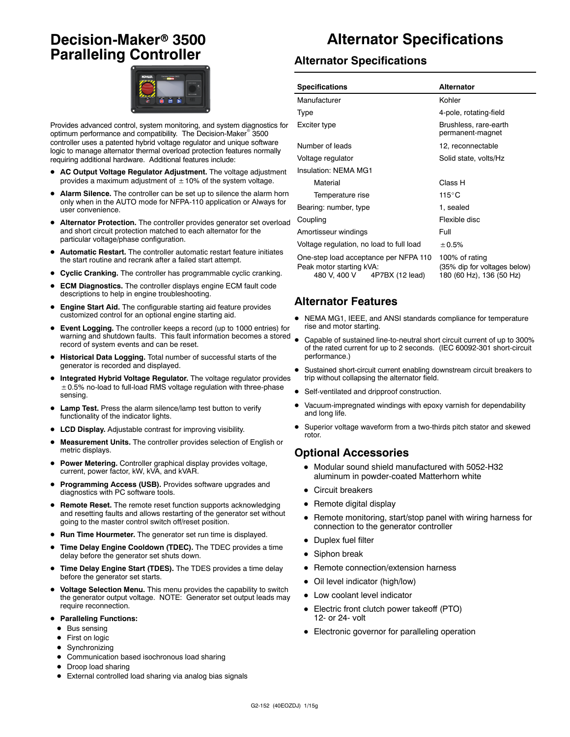# Decision-Maker® 3500 Paralleling Controller

Provides advanced control, system monitoring, and system diagnostics for optimum performance and compatibility. The Decision-Maker® 3500 controller uses a patented hybrid voltage regulator and unique software logic to manage alternator thermal overload protection features normally requiring additional hardware. Additional features include:

- **AC Output Voltage Regulator Adjustment.** The voltage adjustment provides a maximum adjustment of ±10% of the system voltage.
- **Alarm Silence.** The controller can be set up to silence the alarm horn only when in the AUTO mode for NFPA-110 application or Always for user convenience.
- **Alternator Protection.** The controller provides generator set overload and short circuit protection matched to each alternator for the particular voltage/phase configuration.
- **Automatic Restart.** The controller automatic restart feature initiates the start routine and recrank after a failed start attempt.
- **Cyclic Cranking.** The controller has programmable cyclic cranking.
- **ECM Diagnostics.** The controller displays engine ECM fault code descriptions to help in engine troubleshooting.
- **Engine Start Aid.** The configurable starting aid feature provides customized control for an optional engine starting aid.
- **Event Logging.** The controller keeps a record (up to 1000 entries) for warning and shutdown faults. This fault information becomes a stored record of system events and can be reset.
- **Historical Data Logging.** Total number of successful starts of the generator is recorded and displayed.
- **Integrated Hybrid Voltage Regulator.** The voltage regulator provides ±0.5% no-load to full-load RMS voltage regulation with three-phase sensing.
- **Lamp Test.** Press the alarm silence/lamp test button to verify functionality of the indicator lights.
- **LCD Display.** Adjustable contrast for improving visibility.
- **Measurement Units.** The controller provides selection of English or metric displays.
- **Power Metering.** Controller graphical display provides voltage, current, power factor, kW, kVA, and kVAR.
- **Programming Access (USB).** Provides software upgrades and diagnostics with PC software tools.
- **Remote Reset.** The remote reset function supports acknowledging and resetting faults and allows restarting of the generator set without going to the master control switch off/reset position.
- **Run Time Hourmeter.** The generator set run time is displayed.
- **Time Delay Engine Cooldown (TDEC).** The TDEC provides a time delay before the generator set shuts down.
- **Time Delay Engine Start (TDES).** The TDES provides a time delay before the generator set starts.
- **Voltage Selection Menu.** This menu provides the capability to switch the generator output voltage. NOTE: Generator set output leads may require reconnection.
- **Paralleling Functions:**
  - Bus sensing
  - First on logic
  - Synchronizing
  - Communication based isochronous load sharing
  - Droop load sharing
  - External controlled load sharing via analog bias signals

# Alternator Specifications

## Alternator Specifications

| Specifications | Alternator |
|---|---|
| Manufacturer | Kohler |
| Type | 4-pole, rotating-field |
| Exciter type | Brushless, rare-earth permanent-magnet |
| Number of leads | 12, reconnectable |
| Voltage regulator | Solid state, volts/Hz |
| Insulation: NEMA MG1 | |
| Material | Class H |
| Temperature rise | 115°C |
| Bearing: number, type | 1, sealed |
| Coupling | Flexible disc |
| Amortisseur windings | Full |
| Voltage regulation, no load to full load | ±0.5% |
| One-step load acceptance per NFPA 110 | 100% of rating |
| Peak motor starting kVA: | (35% dip for voltages below) |
| 480 V, 400 V 4P7BX (12 lead) | 180 (60 Hz), 136 (50 Hz) |

## Alternator Features

- NEMA MG1, IEEE, and ANSI standards compliance for temperature rise and motor starting.
- Capable of sustained line-to-neutral short circuit current of up to 300% of the rated current for up to 2 seconds. (IEC 60092-301 short-circuit performance.)
- Sustained short-circuit current enabling downstream circuit breakers to trip without collapsing the alternator field.
- Self-ventilated and dripproof construction.
- Vacuum-impregnated windings with epoxy varnish for dependability and long life.
- Superior voltage waveform from a two-thirds pitch stator and skewed rotor.

## Optional Accessories

- Modular sound shield manufactured with 5052-H32 aluminum in powder-coated Matterhorn white
- Circuit breakers
- Remote digital display
- Remote monitoring, start/stop panel with wiring harness for connection to the generator controller
- Duplex fuel filter
- Siphon break
- Remote connection/extension harness
- Oil level indicator (high/low)
- Low coolant level indicator
- Electric front clutch power takeoff (PTO) 12- or 24- volt
- Electronic governor for paralleling operation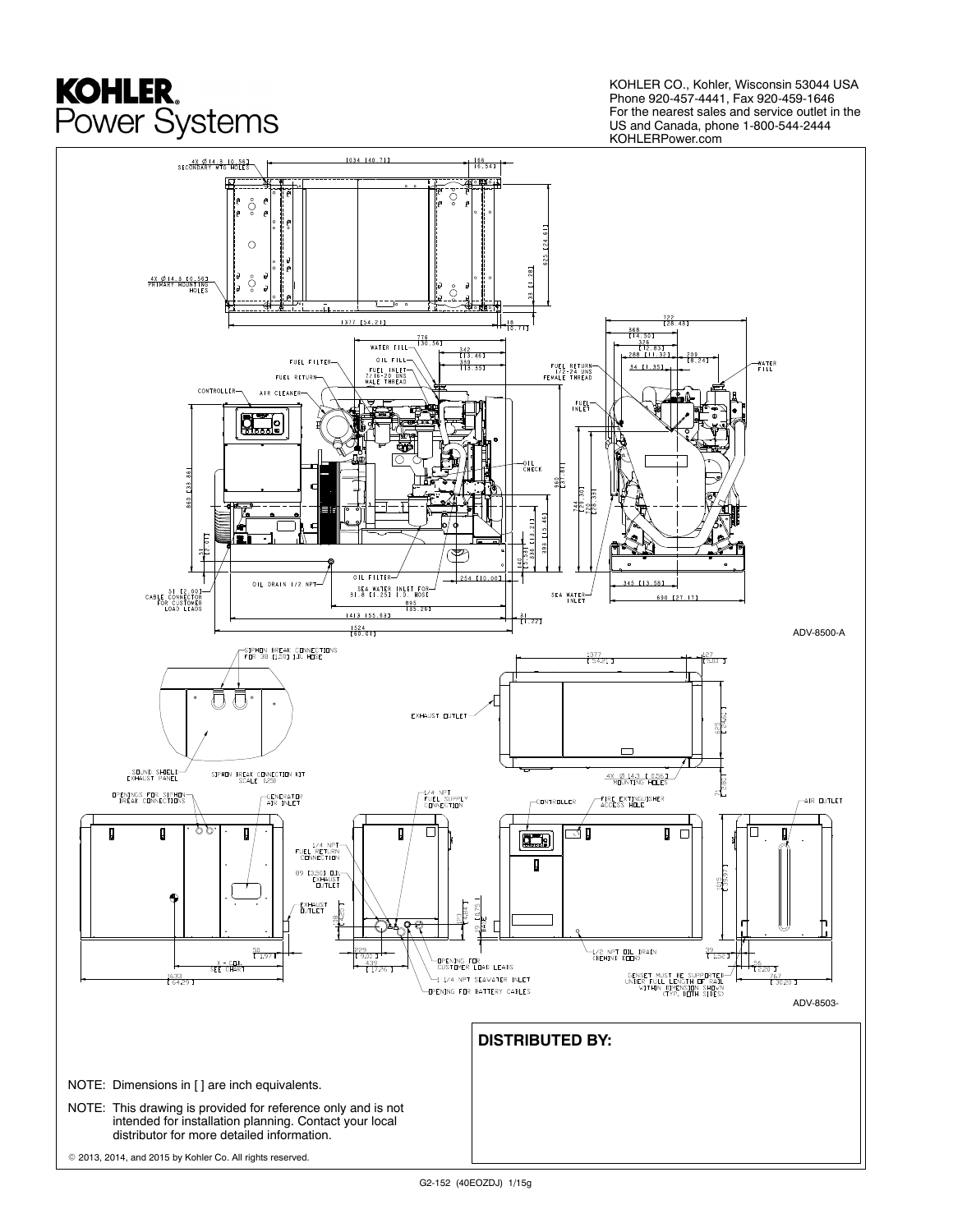**KOHLER.**
Power Systems

KOHLER CO., Kohler, Wisconsin 53044 USA
Phone 920-457-4441, Fax 920-459-1646
For the nearest sales and service outlet in the US and Canada, phone 1-800-544-2444
KOHLERPower.com

4X Ø14.3 [0.56] SECONDARY MTG HOLES
1034 [40.71]
168 [6.54]
625 [24.61]
33 [1.28]
4X Ø14.3 [0.56] PRIMARY MOUNTING HOLES
1377 [54.21]
18 [0.71]

WATER FILL
OIL FILL
FUEL FILTER
FUEL INLET 7/16-20 UNS MALE THREAD
FUEL RETURN
CONTROLLER
AIR CLEANER
776 [30.56]
342 [13.46]
359 [13.55]
OIL CHECK
860 [33.86]
51 [2.01]
OIL DRAIN 1/2 NPT
51 [2.00] CABLE CONNECTOR FOR CUSTOMER LOAD LEADS
OIL FILTER
SEA WATER INLET FOR 31.8 [1.25] I.D. HOSE
254 [10.00]
895 [35.26]
1413 [55.63]
1524 [60.01]
31 [1.22]
960 [37.81]
393 [15.46]
335 [13.21]
140 [5.53]

FUEL RETURN 1/2-24 UNS FEMALE THREAD
FUEL INLET
722 [28.43]
368 [14.50]
326 [12.83]
288 [11.32]
209 [8.24]
34 [1.35]
WATER FILL
744 [29.30]
720 [28.35]
SEA WATER INLET
345 [13.58]
690 [27.17]

ADV-8500-A

SIPHON BREAK CONNECTIONS FOR 38 [1.50] I.D. HOSE
SOUND SHIELD EXHAUST PANEL
SIPHON BREAK CONNECTION KIT SCALE .250
1377 [54.21]
127 [5.00]
EXHAUST OUTLET
625 [24.61]
4X Ø14.3 [0.56] MOUNTING HOLES
73 [2.86]

OPENINGS FOR SIPHON BREAK CONNECTIONS
GENERATOR AIR INLET
1/4 NPT FUEL SUPPLY CONNECTION
1/4 NPT FUEL RETURN CONNECTION
89 [3.50] O.D. EXHAUST OUTLET
EXHAUST OUTLET
CONTROLLER
FIRE EXTINGUISHER ACCESS HOLE
AIR OUTLET
50 [1.97]
X - COG SEE CHART
1633 [64.29]
229 [9.00]
439 [17.26]
OPENING FOR CUSTOMER LOAD LEADS
1 1/4 NPT SEAWATER INLET
OPENING FOR BATTERY CABLES
1/2 NPT OIL DRAIN (BEHIND DOOR)
GENSET MUST BE SUPPORTED UNDER FULL LENGTH OF RAIL WITHIN DIMENSION SHOWN (TYP. BOTH SIDES)
39 [1.52]
56 [2.20]
767 [30.20]
905 [35.37]

ADV-8503-

**DISTRIBUTED BY:**

NOTE: Dimensions in [ ] are inch equivalents.

NOTE: This drawing is provided for reference only and is not intended for installation planning. Contact your local distributor for more detailed information.

© 2013, 2014, and 2015 by Kohler Co. All rights reserved.

G2-152 (40EOZDJ) 1/15g